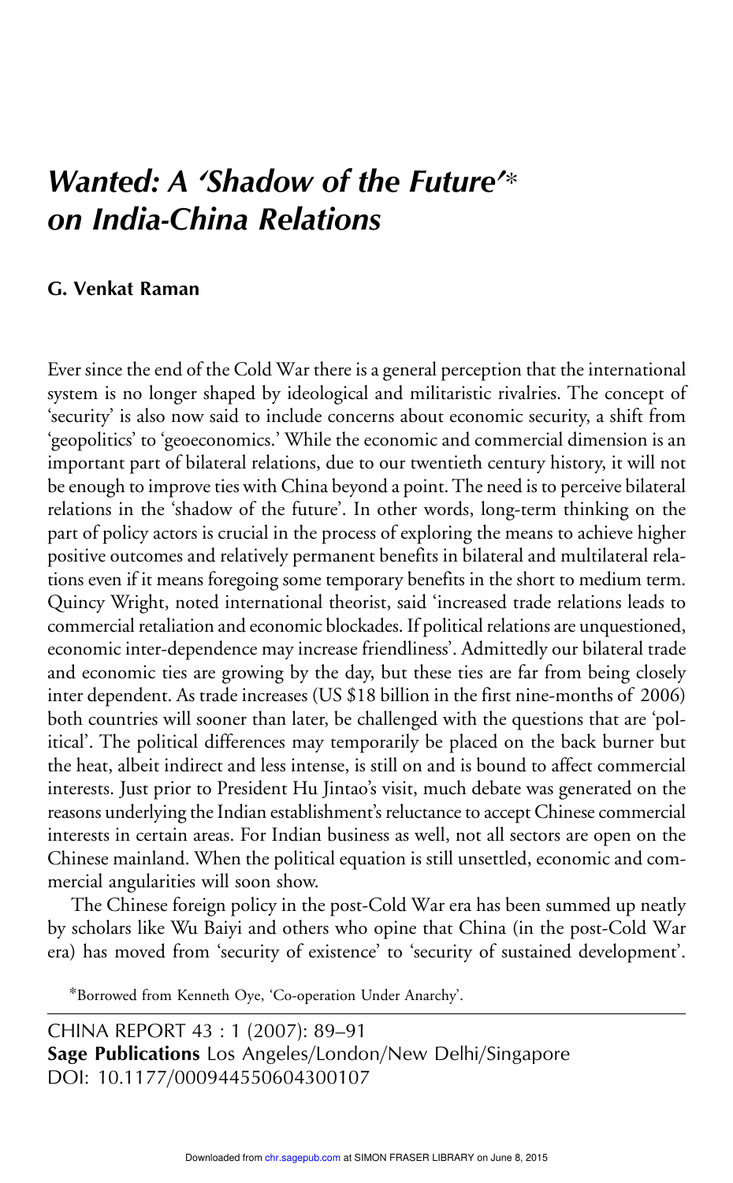# *Wanted: A 'Shadow of the Future'\* on India-China Relations*

**G. Venkat Raman**

Ever since the end of the Cold War there is a general perception that the international system is no longer shaped by ideological and militaristic rivalries. The concept of 'security' is also now said to include concerns about economic security, a shift from 'geopolitics' to 'geoeconomics.' While the economic and commercial dimension is an important part of bilateral relations, due to our twentieth century history, it will not be enough to improve ties with China beyond a point. The need is to perceive bilateral relations in the 'shadow of the future'. In other words, long-term thinking on the part of policy actors is crucial in the process of exploring the means to achieve higher positive outcomes and relatively permanent benefits in bilateral and multilateral relations even if it means foregoing some temporary benefits in the short to medium term. Quincy Wright, noted international theorist, said 'increased trade relations leads to commercial retaliation and economic blockades. If political relations are unquestioned, economic inter-dependence may increase friendliness'. Admittedly our bilateral trade and economic ties are growing by the day, but these ties are far from being closely inter dependent. As trade increases (US $18 billion in the first nine-months of 2006) both countries will sooner than later, be challenged with the questions that are 'political'. The political differences may temporarily be placed on the back burner but the heat, albeit indirect and less intense, is still on and is bound to affect commercial interests. Just prior to President Hu Jintao's visit, much debate was generated on the reasons underlying the Indian establishment's reluctance to accept Chinese commercial interests in certain areas. For Indian business as well, not all sectors are open on the Chinese mainland. When the political equation is still unsettled, economic and commercial angularities will soon show.

The Chinese foreign policy in the post-Cold War era has been summed up neatly by scholars like Wu Baiyi and others who opine that China (in the post-Cold War era) has moved from 'security of existence' to 'security of sustained development'.

\*Borrowed from Kenneth Oye, 'Co-operation Under Anarchy'.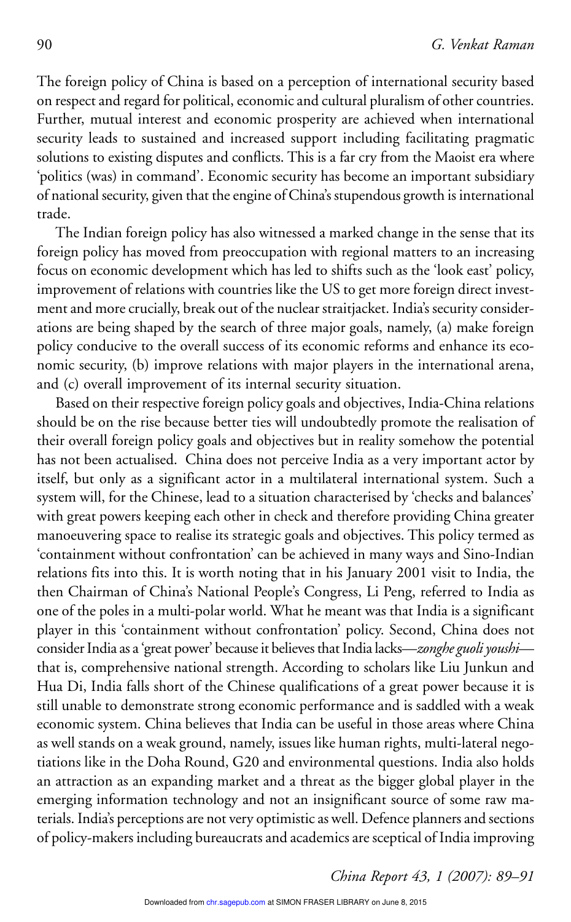The foreign policy of China is based on a perception of international security based on respect and regard for political, economic and cultural pluralism of other countries. Further, mutual interest and economic prosperity are achieved when international security leads to sustained and increased support including facilitating pragmatic solutions to existing disputes and conflicts. This is a far cry from the Maoist era where 'politics (was) in command'. Economic security has become an important subsidiary of national security, given that the engine of China's stupendous growth is international trade.

The Indian foreign policy has also witnessed a marked change in the sense that its foreign policy has moved from preoccupation with regional matters to an increasing focus on economic development which has led to shifts such as the 'look east' policy, improvement of relations with countries like the US to get more foreign direct investment and more crucially, break out of the nuclear straitjacket. India's security considerations are being shaped by the search of three major goals, namely, (a) make foreign policy conducive to the overall success of its economic reforms and enhance its economic security, (b) improve relations with major players in the international arena, and (c) overall improvement of its internal security situation.

Based on their respective foreign policy goals and objectives, India-China relations should be on the rise because better ties will undoubtedly promote the realisation of their overall foreign policy goals and objectives but in reality somehow the potential has not been actualised. China does not perceive India as a very important actor by itself, but only as a significant actor in a multilateral international system. Such a system will, for the Chinese, lead to a situation characterised by 'checks and balances' with great powers keeping each other in check and therefore providing China greater manoeuvering space to realise its strategic goals and objectives. This policy termed as 'containment without confrontation' can be achieved in many ways and Sino-Indian relations fits into this. It is worth noting that in his January 2001 visit to India, the then Chairman of China's National People's Congress, Li Peng, referred to India as one of the poles in a multi-polar world. What he meant was that India is a significant player in this 'containment without confrontation' policy. Second, China does not consider India as a 'great power' because it believes that India lacks—*zonghe guoli youshi*—that is, comprehensive national strength. According to scholars like Liu Junkun and Hua Di, India falls short of the Chinese qualifications of a great power because it is still unable to demonstrate strong economic performance and is saddled with a weak economic system. China believes that India can be useful in those areas where China as well stands on a weak ground, namely, issues like human rights, multi-lateral negotiations like in the Doha Round, G20 and environmental questions. India also holds an attraction as an expanding market and a threat as the bigger global player in the emerging information technology and not an insignificant source of some raw materials. India's perceptions are not very optimistic as well. Defence planners and sections of policy-makers including bureaucrats and academics are sceptical of India improving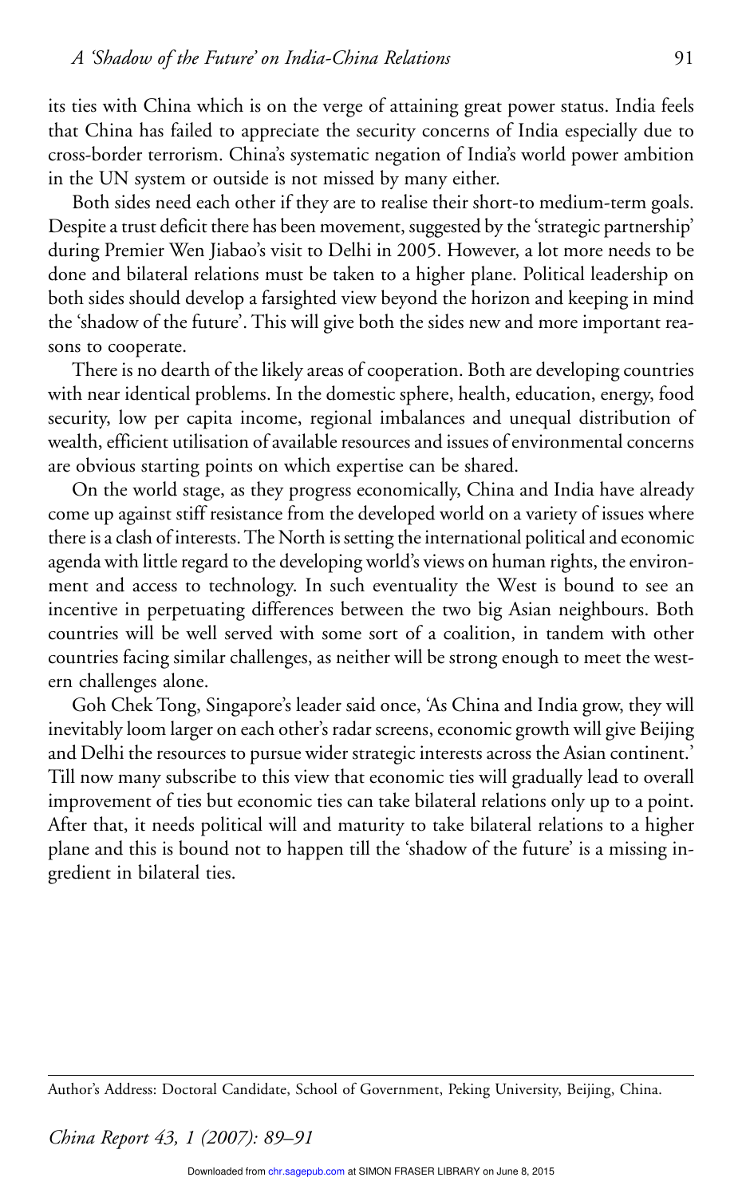its ties with China which is on the verge of attaining great power status. India feels that China has failed to appreciate the security concerns of India especially due to cross-border terrorism. China's systematic negation of India's world power ambition in the UN system or outside is not missed by many either.

Both sides need each other if they are to realise their short-to medium-term goals. Despite a trust deficit there has been movement, suggested by the 'strategic partnership' during Premier Wen Jiabao's visit to Delhi in 2005. However, a lot more needs to be done and bilateral relations must be taken to a higher plane. Political leadership on both sides should develop a farsighted view beyond the horizon and keeping in mind the 'shadow of the future'. This will give both the sides new and more important reasons to cooperate.

There is no dearth of the likely areas of cooperation. Both are developing countries with near identical problems. In the domestic sphere, health, education, energy, food security, low per capita income, regional imbalances and unequal distribution of wealth, efficient utilisation of available resources and issues of environmental concerns are obvious starting points on which expertise can be shared.

On the world stage, as they progress economically, China and India have already come up against stiff resistance from the developed world on a variety of issues where there is a clash of interests. The North is setting the international political and economic agenda with little regard to the developing world's views on human rights, the environment and access to technology. In such eventuality the West is bound to see an incentive in perpetuating differences between the two big Asian neighbours. Both countries will be well served with some sort of a coalition, in tandem with other countries facing similar challenges, as neither will be strong enough to meet the western challenges alone.

Goh Chek Tong, Singapore's leader said once, 'As China and India grow, they will inevitably loom larger on each other's radar screens, economic growth will give Beijing and Delhi the resources to pursue wider strategic interests across the Asian continent.' Till now many subscribe to this view that economic ties will gradually lead to overall improvement of ties but economic ties can take bilateral relations only up to a point. After that, it needs political will and maturity to take bilateral relations to a higher plane and this is bound not to happen till the 'shadow of the future' is a missing ingredient in bilateral ties.

Author's Address: Doctoral Candidate, School of Government, Peking University, Beijing, China.